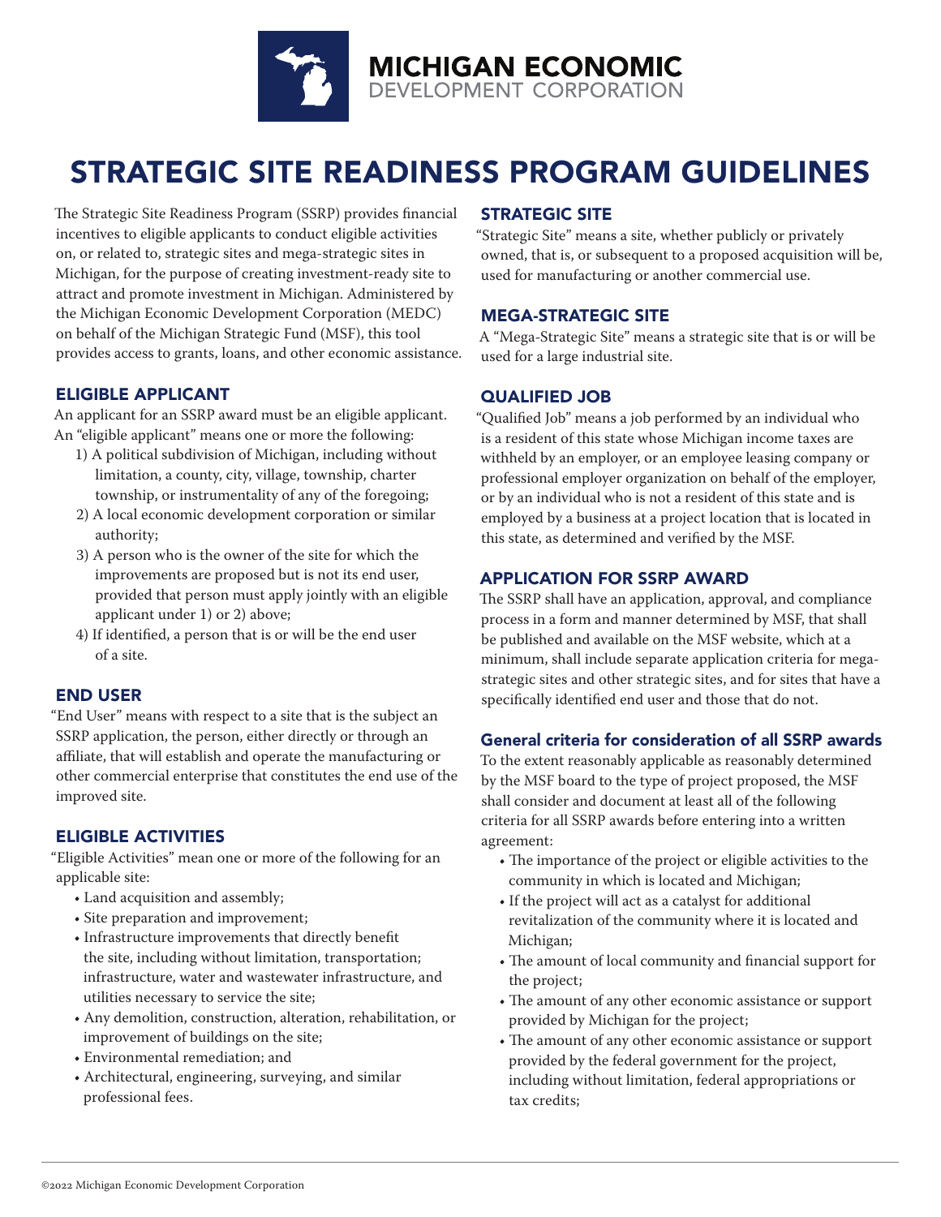MICHIGAN ECONOMIC DEVELOPMENT CORPORATION

# STRATEGIC SITE READINESS PROGRAM GUIDELINES

The Strategic Site Readiness Program (SSRP) provides financial incentives to eligible applicants to conduct eligible activities on, or related to, strategic sites and mega-strategic sites in Michigan, for the purpose of creating investment-ready site to attract and promote investment in Michigan. Administered by the Michigan Economic Development Corporation (MEDC) on behalf of the Michigan Strategic Fund (MSF), this tool provides access to grants, loans, and other economic assistance.

## ELIGIBLE APPLICANT

An applicant for an SSRP award must be an eligible applicant. An "eligible applicant" means one or more the following:

1) A political subdivision of Michigan, including without limitation, a county, city, village, township, charter township, or instrumentality of any of the foregoing;
2) A local economic development corporation or similar authority;
3) A person who is the owner of the site for which the improvements are proposed but is not its end user, provided that person must apply jointly with an eligible applicant under 1) or 2) above;
4) If identified, a person that is or will be the end user of a site.

## END USER

"End User" means with respect to a site that is the subject an SSRP application, the person, either directly or through an affiliate, that will establish and operate the manufacturing or other commercial enterprise that constitutes the end use of the improved site.

## ELIGIBLE ACTIVITIES

"Eligible Activities" mean one or more of the following for an applicable site:

- Land acquisition and assembly;
- Site preparation and improvement;
- Infrastructure improvements that directly benefit the site, including without limitation, transportation; infrastructure, water and wastewater infrastructure, and utilities necessary to service the site;
- Any demolition, construction, alteration, rehabilitation, or improvement of buildings on the site;
- Environmental remediation; and
- Architectural, engineering, surveying, and similar professional fees.

## STRATEGIC SITE

"Strategic Site" means a site, whether publicly or privately owned, that is, or subsequent to a proposed acquisition will be, used for manufacturing or another commercial use.

## MEGA-STRATEGIC SITE

A "Mega-Strategic Site" means a strategic site that is or will be used for a large industrial site.

## QUALIFIED JOB

"Qualified Job" means a job performed by an individual who is a resident of this state whose Michigan income taxes are withheld by an employer, or an employee leasing company or professional employer organization on behalf of the employer, or by an individual who is not a resident of this state and is employed by a business at a project location that is located in this state, as determined and verified by the MSF.

## APPLICATION FOR SSRP AWARD

The SSRP shall have an application, approval, and compliance process in a form and manner determined by MSF, that shall be published and available on the MSF website, which at a minimum, shall include separate application criteria for mega-strategic sites and other strategic sites, and for sites that have a specifically identified end user and those that do not.

### General criteria for consideration of all SSRP awards

To the extent reasonably applicable as reasonably determined by the MSF board to the type of project proposed, the MSF shall consider and document at least all of the following criteria for all SSRP awards before entering into a written agreement:

- The importance of the project or eligible activities to the community in which is located and Michigan;
- If the project will act as a catalyst for additional revitalization of the community where it is located and Michigan;
- The amount of local community and financial support for the project;
- The amount of any other economic assistance or support provided by Michigan for the project;
- The amount of any other economic assistance or support provided by the federal government for the project, including without limitation, federal appropriations or tax credits;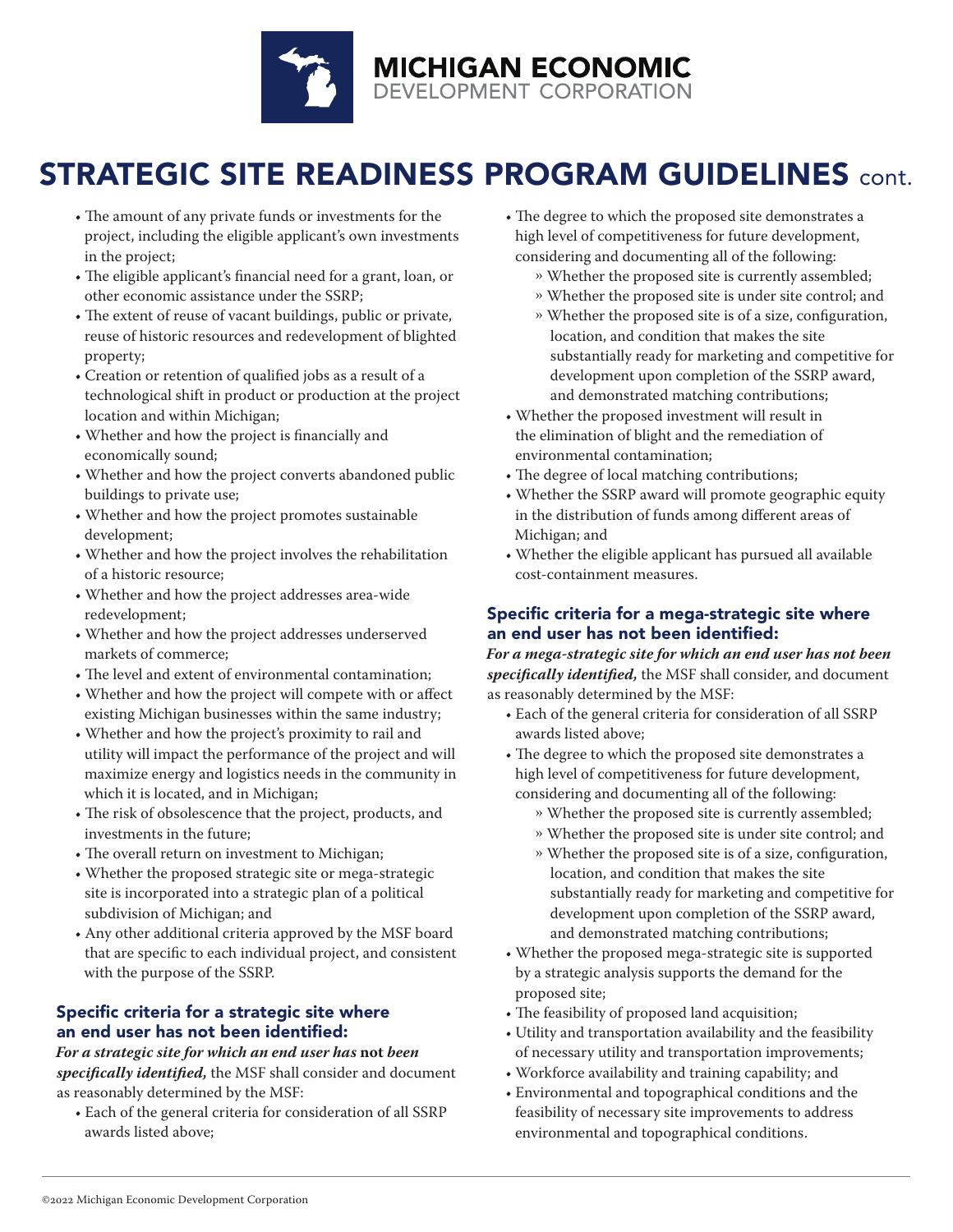# STRATEGIC SITE READINESS PROGRAM GUIDELINES cont.

- The amount of any private funds or investments for the project, including the eligible applicant's own investments in the project;
- The eligible applicant's financial need for a grant, loan, or other economic assistance under the SSRP;
- The extent of reuse of vacant buildings, public or private, reuse of historic resources and redevelopment of blighted property;
- Creation or retention of qualified jobs as a result of a technological shift in product or production at the project location and within Michigan;
- Whether and how the project is financially and economically sound;
- Whether and how the project converts abandoned public buildings to private use;
- Whether and how the project promotes sustainable development;
- Whether and how the project involves the rehabilitation of a historic resource;
- Whether and how the project addresses area-wide redevelopment;
- Whether and how the project addresses underserved markets of commerce;
- The level and extent of environmental contamination;
- Whether and how the project will compete with or affect existing Michigan businesses within the same industry;
- Whether and how the project's proximity to rail and utility will impact the performance of the project and will maximize energy and logistics needs in the community in which it is located, and in Michigan;
- The risk of obsolescence that the project, products, and investments in the future;
- The overall return on investment to Michigan;
- Whether the proposed strategic site or mega-strategic site is incorporated into a strategic plan of a political subdivision of Michigan; and
- Any other additional criteria approved by the MSF board that are specific to each individual project, and consistent with the purpose of the SSRP.

### Specific criteria for a strategic site where an end user has not been identified:

***For a strategic site for which an end user has* not *been specifically identified,*** the MSF shall consider and document as reasonably determined by the MSF:

- Each of the general criteria for consideration of all SSRP awards listed above;
- The degree to which the proposed site demonstrates a high level of competitiveness for future development, considering and documenting all of the following:
  - Whether the proposed site is currently assembled;
  - Whether the proposed site is under site control; and
  - Whether the proposed site is of a size, configuration, location, and condition that makes the site substantially ready for marketing and competitive for development upon completion of the SSRP award, and demonstrated matching contributions;
- Whether the proposed investment will result in the elimination of blight and the remediation of environmental contamination;
- The degree of local matching contributions;
- Whether the SSRP award will promote geographic equity in the distribution of funds among different areas of Michigan; and
- Whether the eligible applicant has pursued all available cost-containment measures.

### Specific criteria for a mega-strategic site where an end user has not been identified:

***For a mega-strategic site for which an end user has not been specifically identified,*** the MSF shall consider, and document as reasonably determined by the MSF:

- Each of the general criteria for consideration of all SSRP awards listed above;
- The degree to which the proposed site demonstrates a high level of competitiveness for future development, considering and documenting all of the following:
  - Whether the proposed site is currently assembled;
  - Whether the proposed site is under site control; and
  - Whether the proposed site is of a size, configuration, location, and condition that makes the site substantially ready for marketing and competitive for development upon completion of the SSRP award, and demonstrated matching contributions;
- Whether the proposed mega-strategic site is supported by a strategic analysis supports the demand for the proposed site;
- The feasibility of proposed land acquisition;
- Utility and transportation availability and the feasibility of necessary utility and transportation improvements;
- Workforce availability and training capability; and
- Environmental and topographical conditions and the feasibility of necessary site improvements to address environmental and topographical conditions.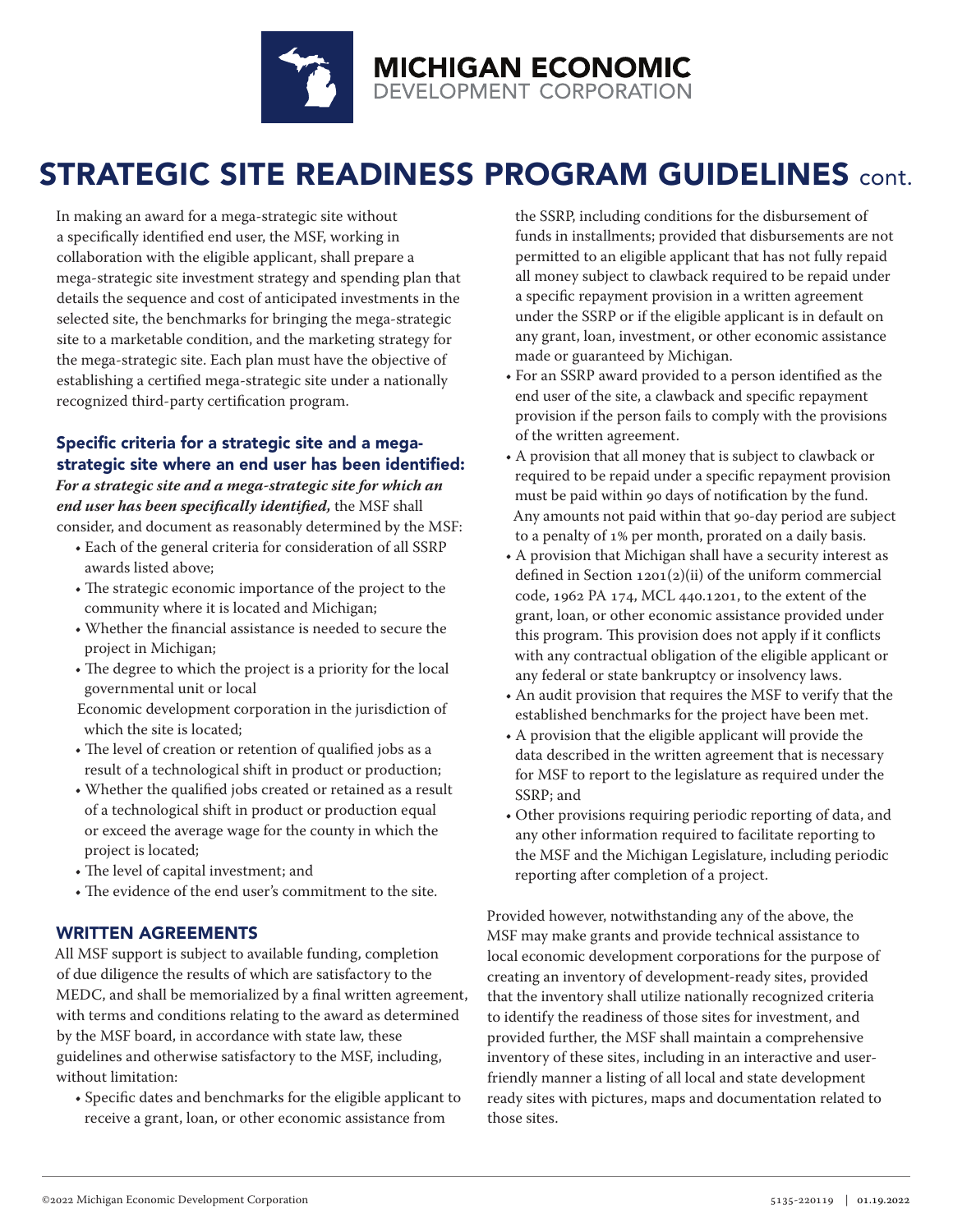# STRATEGIC SITE READINESS PROGRAM GUIDELINES cont.

In making an award for a mega-strategic site without a specifically identified end user, the MSF, working in collaboration with the eligible applicant, shall prepare a mega-strategic site investment strategy and spending plan that details the sequence and cost of anticipated investments in the selected site, the benchmarks for bringing the mega-strategic site to a marketable condition, and the marketing strategy for the mega-strategic site. Each plan must have the objective of establishing a certified mega-strategic site under a nationally recognized third-party certification program.

### Specific criteria for a strategic site and a mega-strategic site where an end user has been identified:

***For a strategic site and a mega-strategic site for which an end user has been specifically identified,*** the MSF shall consider, and document as reasonably determined by the MSF:

- Each of the general criteria for consideration of all SSRP awards listed above;
- The strategic economic importance of the project to the community where it is located and Michigan;
- Whether the financial assistance is needed to secure the project in Michigan;
- The degree to which the project is a priority for the local governmental unit or local Economic development corporation in the jurisdiction of which the site is located;
- The level of creation or retention of qualified jobs as a result of a technological shift in product or production;
- Whether the qualified jobs created or retained as a result of a technological shift in product or production equal or exceed the average wage for the county in which the project is located;
- The level of capital investment; and
- The evidence of the end user's commitment to the site.

### WRITTEN AGREEMENTS

All MSF support is subject to available funding, completion of due diligence the results of which are satisfactory to the MEDC, and shall be memorialized by a final written agreement, with terms and conditions relating to the award as determined by the MSF board, in accordance with state law, these guidelines and otherwise satisfactory to the MSF, including, without limitation:

- Specific dates and benchmarks for the eligible applicant to receive a grant, loan, or other economic assistance from the SSRP, including conditions for the disbursement of funds in installments; provided that disbursements are not permitted to an eligible applicant that has not fully repaid all money subject to clawback required to be repaid under a specific repayment provision in a written agreement under the SSRP or if the eligible applicant is in default on any grant, loan, investment, or other economic assistance made or guaranteed by Michigan.
- For an SSRP award provided to a person identified as the end user of the site, a clawback and specific repayment provision if the person fails to comply with the provisions of the written agreement.
- A provision that all money that is subject to clawback or required to be repaid under a specific repayment provision must be paid within 90 days of notification by the fund. Any amounts not paid within that 90-day period are subject to a penalty of 1% per month, prorated on a daily basis.
- A provision that Michigan shall have a security interest as defined in Section 1201(2)(ii) of the uniform commercial code, 1962 PA 174, MCL 440.1201, to the extent of the grant, loan, or other economic assistance provided under this program. This provision does not apply if it conflicts with any contractual obligation of the eligible applicant or any federal or state bankruptcy or insolvency laws.
- An audit provision that requires the MSF to verify that the established benchmarks for the project have been met.
- A provision that the eligible applicant will provide the data described in the written agreement that is necessary for MSF to report to the legislature as required under the SSRP; and
- Other provisions requiring periodic reporting of data, and any other information required to facilitate reporting to the MSF and the Michigan Legislature, including periodic reporting after completion of a project.

Provided however, notwithstanding any of the above, the MSF may make grants and provide technical assistance to local economic development corporations for the purpose of creating an inventory of development-ready sites, provided that the inventory shall utilize nationally recognized criteria to identify the readiness of those sites for investment, and provided further, the MSF shall maintain a comprehensive inventory of these sites, including in an interactive and user-friendly manner a listing of all local and state development ready sites with pictures, maps and documentation related to those sites.